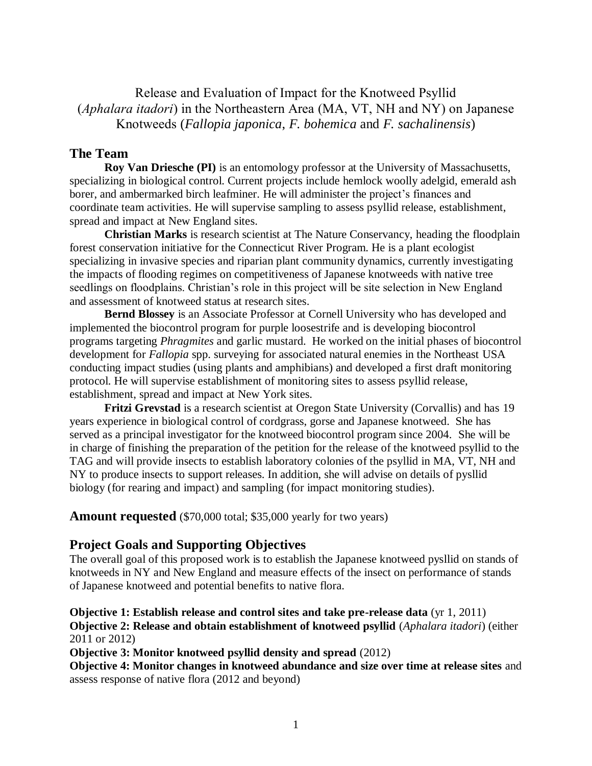# Release and Evaluation of Impact for the Knotweed Psyllid (*Aphalara itadori*) in the Northeastern Area (MA, VT, NH and NY) on Japanese Knotweeds (*Fallopia japonica, F. bohemica* and *F. sachalinensis*)

## The Team

**Roy Van Driesche (PI)** is an entomology professor at the University of Massachusetts, specializing in biological control. Current projects include hemlock woolly adelgid, emerald ash borer, and ambermarked birch leafminer. He will administer the project's finances and coordinate team activities. He will supervise sampling to assess psyllid release, establishment, spread and impact at New England sites.

**Christian Marks** is research scientist at The Nature Conservancy, heading the floodplain forest conservation initiative for the Connecticut River Program. He is a plant ecologist specializing in invasive species and riparian plant community dynamics, currently investigating the impacts of flooding regimes on competitiveness of Japanese knotweeds with native tree seedlings on floodplains. Christian's role in this project will be site selection in New England and assessment of knotweed status at research sites.

**Bernd Blossey** is an Associate Professor at Cornell University who has developed and implemented the biocontrol program for purple loosestrife and is developing biocontrol programs targeting *Phragmites* and garlic mustard. He worked on the initial phases of biocontrol development for *Fallopia* spp. surveying for associated natural enemies in the Northeast USA conducting impact studies (using plants and amphibians) and developed a first draft monitoring protocol. He will supervise establishment of monitoring sites to assess psyllid release, establishment, spread and impact at New York sites.

**Fritzi Grevstad** is a research scientist at Oregon State University (Corvallis) and has 19 years experience in biological control of cordgrass, gorse and Japanese knotweed. She has served as a principal investigator for the knotweed biocontrol program since 2004. She will be in charge of finishing the preparation of the petition for the release of the knotweed psyllid to the TAG and will provide insects to establish laboratory colonies of the psyllid in MA, VT, NH and NY to produce insects to support releases. In addition, she will advise on details of pysllid biology (for rearing and impact) and sampling (for impact monitoring studies).

## Amount requested ($70,000 total; $35,000 yearly for two years)

## Project Goals and Supporting Objectives

The overall goal of this proposed work is to establish the Japanese knotweed pysllid on stands of knotweeds in NY and New England and measure effects of the insect on performance of stands of Japanese knotweed and potential benefits to native flora.

**Objective 1: Establish release and control sites and take pre-release data** (yr 1, 2011)
**Objective 2: Release and obtain establishment of knotweed psyllid** (*Aphalara itadori*) (either 2011 or 2012)
**Objective 3: Monitor knotweed psyllid density and spread** (2012)
**Objective 4: Monitor changes in knotweed abundance and size over time at release sites** and assess response of native flora (2012 and beyond)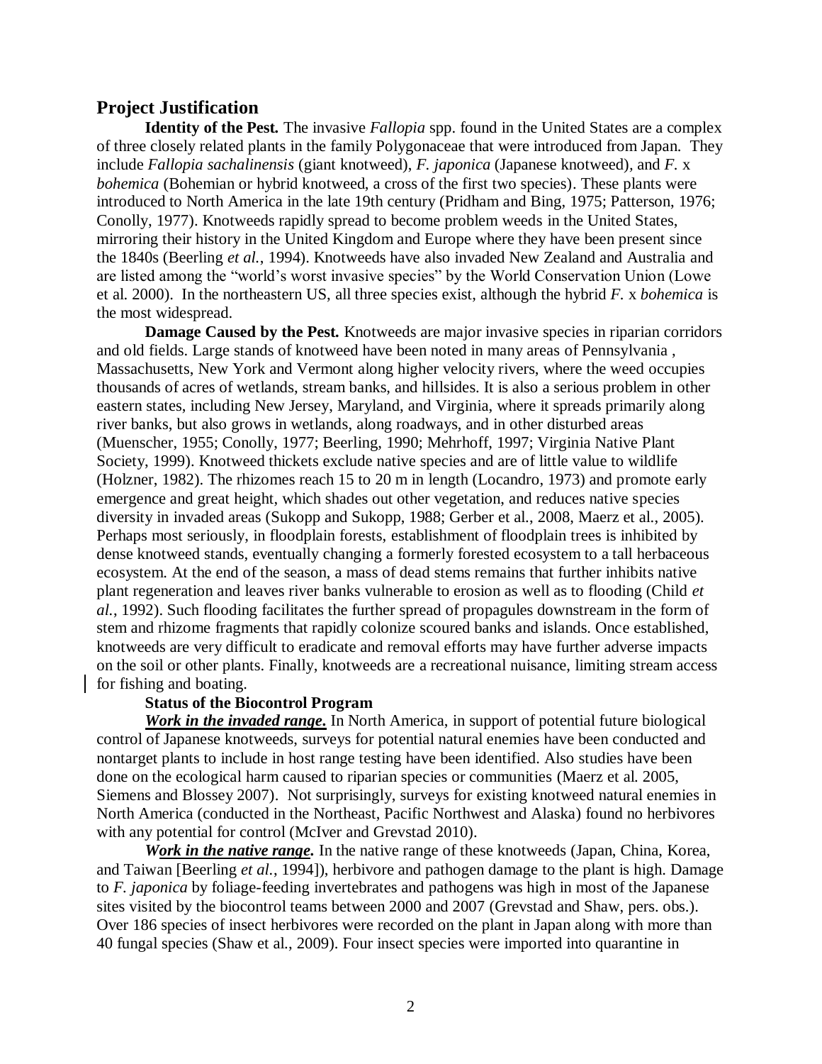## Project Justification

**Identity of the Pest.** The invasive *Fallopia* spp. found in the United States are a complex of three closely related plants in the family Polygonaceae that were introduced from Japan. They include *Fallopia sachalinensis* (giant knotweed), *F. japonica* (Japanese knotweed), and *F.* x *bohemica* (Bohemian or hybrid knotweed, a cross of the first two species). These plants were introduced to North America in the late 19th century (Pridham and Bing, 1975; Patterson, 1976; Conolly, 1977). Knotweeds rapidly spread to become problem weeds in the United States, mirroring their history in the United Kingdom and Europe where they have been present since the 1840s (Beerling *et al.*, 1994). Knotweeds have also invaded New Zealand and Australia and are listed among the "world's worst invasive species" by the World Conservation Union (Lowe et al. 2000). In the northeastern US, all three species exist, although the hybrid *F.* x *bohemica* is the most widespread.

**Damage Caused by the Pest.** Knotweeds are major invasive species in riparian corridors and old fields. Large stands of knotweed have been noted in many areas of Pennsylvania , Massachusetts, New York and Vermont along higher velocity rivers, where the weed occupies thousands of acres of wetlands, stream banks, and hillsides. It is also a serious problem in other eastern states, including New Jersey, Maryland, and Virginia, where it spreads primarily along river banks, but also grows in wetlands, along roadways, and in other disturbed areas (Muenscher, 1955; Conolly, 1977; Beerling, 1990; Mehrhoff, 1997; Virginia Native Plant Society, 1999). Knotweed thickets exclude native species and are of little value to wildlife (Holzner, 1982). The rhizomes reach 15 to 20 m in length (Locandro, 1973) and promote early emergence and great height, which shades out other vegetation, and reduces native species diversity in invaded areas (Sukopp and Sukopp, 1988; Gerber et al., 2008, Maerz et al., 2005). Perhaps most seriously, in floodplain forests, establishment of floodplain trees is inhibited by dense knotweed stands, eventually changing a formerly forested ecosystem to a tall herbaceous ecosystem. At the end of the season, a mass of dead stems remains that further inhibits native plant regeneration and leaves river banks vulnerable to erosion as well as to flooding (Child *et al.*, 1992). Such flooding facilitates the further spread of propagules downstream in the form of stem and rhizome fragments that rapidly colonize scoured banks and islands. Once established, knotweeds are very difficult to eradicate and removal efforts may have further adverse impacts on the soil or other plants. Finally, knotweeds are a recreational nuisance, limiting stream access for fishing and boating.

**Status of the Biocontrol Program**

***Work in the invaded range.*** In North America, in support of potential future biological control of Japanese knotweeds, surveys for potential natural enemies have been conducted and nontarget plants to include in host range testing have been identified. Also studies have been done on the ecological harm caused to riparian species or communities (Maerz et al. 2005, Siemens and Blossey 2007). Not surprisingly, surveys for existing knotweed natural enemies in North America (conducted in the Northeast, Pacific Northwest and Alaska) found no herbivores with any potential for control (McIver and Grevstad 2010).

***Work in the native range.*** In the native range of these knotweeds (Japan, China, Korea, and Taiwan [Beerling *et al.*, 1994]), herbivore and pathogen damage to the plant is high. Damage to *F. japonica* by foliage-feeding invertebrates and pathogens was high in most of the Japanese sites visited by the biocontrol teams between 2000 and 2007 (Grevstad and Shaw, pers. obs.). Over 186 species of insect herbivores were recorded on the plant in Japan along with more than 40 fungal species (Shaw et al., 2009). Four insect species were imported into quarantine in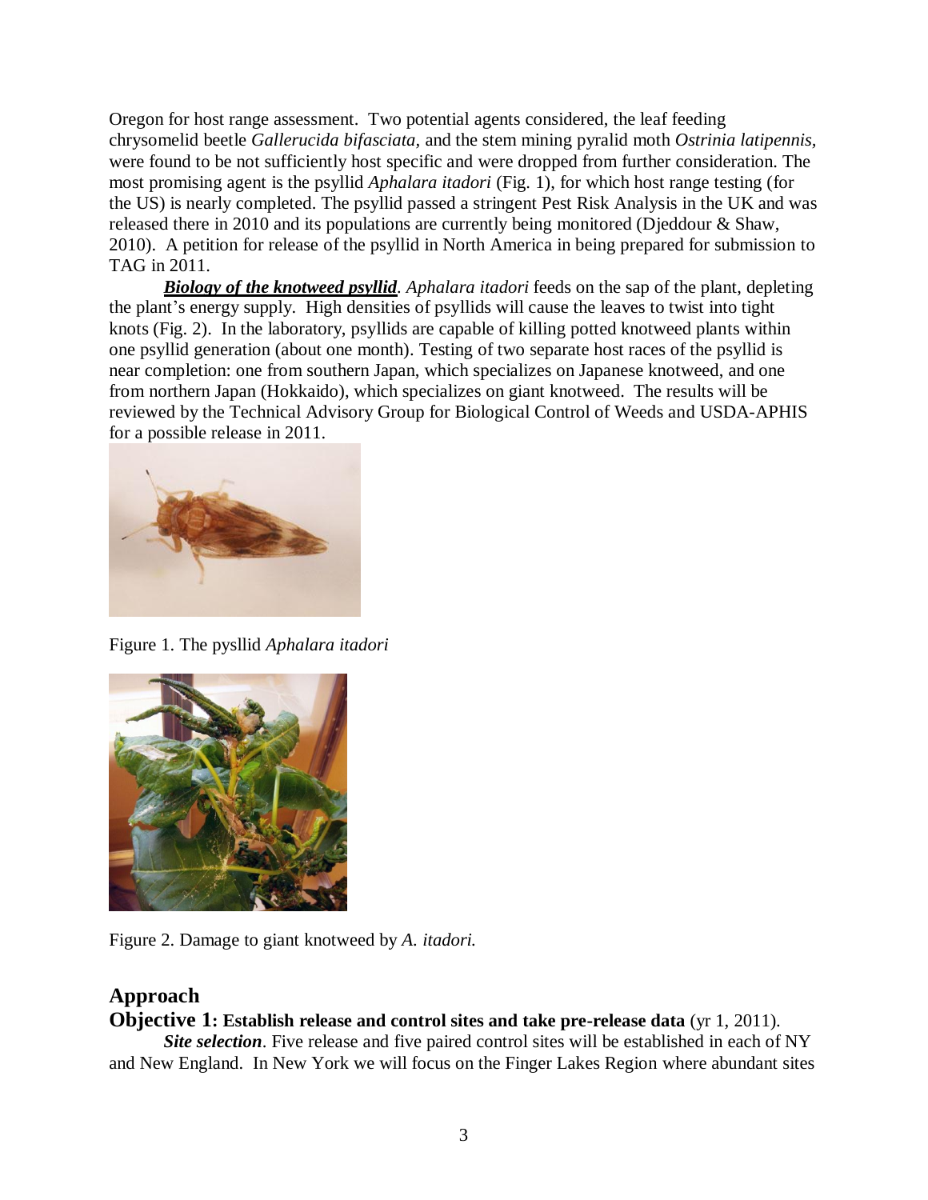Oregon for host range assessment. Two potential agents considered, the leaf feeding chrysomelid beetle *Gallerucida bifasciata*, and the stem mining pyralid moth *Ostrinia latipennis,* were found to be not sufficiently host specific and were dropped from further consideration. The most promising agent is the psyllid *Aphalara itadori* (Fig. 1), for which host range testing (for the US) is nearly completed. The psyllid passed a stringent Pest Risk Analysis in the UK and was released there in 2010 and its populations are currently being monitored (Djeddour & Shaw, 2010). A petition for release of the psyllid in North America in being prepared for submission to TAG in 2011.

***Biology of the knotweed psyllid***. *Aphalara itadori* feeds on the sap of the plant, depleting the plant's energy supply. High densities of psyllids will cause the leaves to twist into tight knots (Fig. 2). In the laboratory, psyllids are capable of killing potted knotweed plants within one psyllid generation (about one month). Testing of two separate host races of the psyllid is near completion: one from southern Japan, which specializes on Japanese knotweed, and one from northern Japan (Hokkaido), which specializes on giant knotweed. The results will be reviewed by the Technical Advisory Group for Biological Control of Weeds and USDA-APHIS for a possible release in 2011.

Figure 1. The pysllid *Aphalara itadori*

Figure 2. Damage to giant knotweed by *A. itadori.*

## Approach

**Objective 1: Establish release and control sites and take pre-release data** (yr 1, 2011).

***Site selection***. Five release and five paired control sites will be established in each of NY and New England. In New York we will focus on the Finger Lakes Region where abundant sites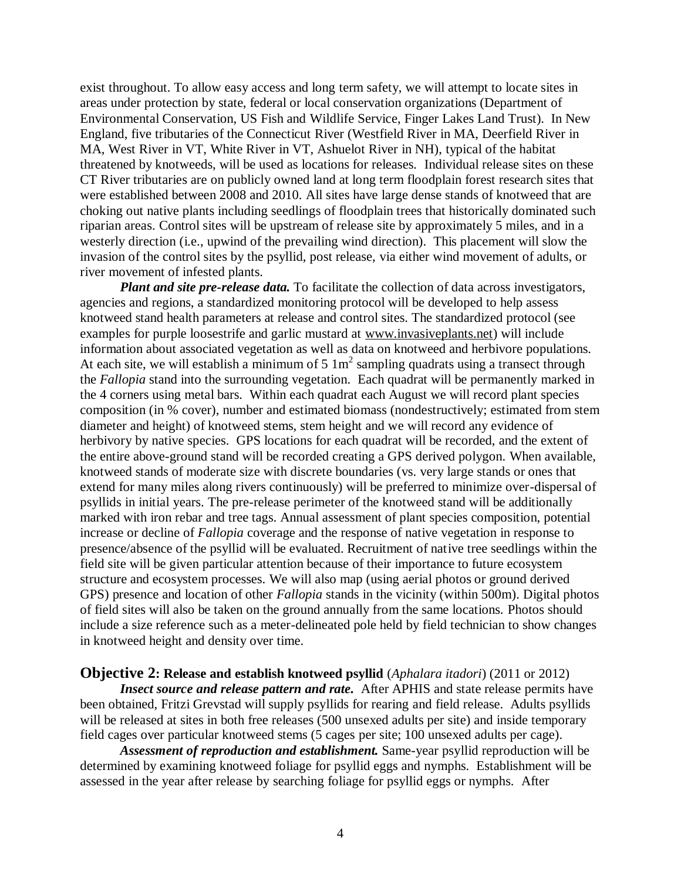exist throughout. To allow easy access and long term safety, we will attempt to locate sites in areas under protection by state, federal or local conservation organizations (Department of Environmental Conservation, US Fish and Wildlife Service, Finger Lakes Land Trust). In New England, five tributaries of the Connecticut River (Westfield River in MA, Deerfield River in MA, West River in VT, White River in VT, Ashuelot River in NH), typical of the habitat threatened by knotweeds, will be used as locations for releases. Individual release sites on these CT River tributaries are on publicly owned land at long term floodplain forest research sites that were established between 2008 and 2010. All sites have large dense stands of knotweed that are choking out native plants including seedlings of floodplain trees that historically dominated such riparian areas. Control sites will be upstream of release site by approximately 5 miles, and in a westerly direction (i.e., upwind of the prevailing wind direction). This placement will slow the invasion of the control sites by the psyllid, post release, via either wind movement of adults, or river movement of infested plants.

***Plant and site pre-release data.*** To facilitate the collection of data across investigators, agencies and regions, a standardized monitoring protocol will be developed to help assess knotweed stand health parameters at release and control sites. The standardized protocol (see examples for purple loosestrife and garlic mustard at www.invasiveplants.net) will include information about associated vegetation as well as data on knotweed and herbivore populations. At each site, we will establish a minimum of 5 $1m^2$ sampling quadrats using a transect through the *Fallopia* stand into the surrounding vegetation. Each quadrat will be permanently marked in the 4 corners using metal bars. Within each quadrat each August we will record plant species composition (in % cover), number and estimated biomass (nondestructively; estimated from stem diameter and height) of knotweed stems, stem height and we will record any evidence of herbivory by native species. GPS locations for each quadrat will be recorded, and the extent of the entire above-ground stand will be recorded creating a GPS derived polygon. When available, knotweed stands of moderate size with discrete boundaries (vs. very large stands or ones that extend for many miles along rivers continuously) will be preferred to minimize over-dispersal of psyllids in initial years. The pre-release perimeter of the knotweed stand will be additionally marked with iron rebar and tree tags. Annual assessment of plant species composition, potential increase or decline of *Fallopia* coverage and the response of native vegetation in response to presence/absence of the psyllid will be evaluated. Recruitment of native tree seedlings within the field site will be given particular attention because of their importance to future ecosystem structure and ecosystem processes. We will also map (using aerial photos or ground derived GPS) presence and location of other *Fallopia* stands in the vicinity (within 500m). Digital photos of field sites will also be taken on the ground annually from the same locations. Photos should include a size reference such as a meter-delineated pole held by field technician to show changes in knotweed height and density over time.

## Objective 2: Release and establish knotweed psyllid (*Aphalara itadori*) (2011 or 2012)

***Insect source and release pattern and rate.*** After APHIS and state release permits have been obtained, Fritzi Grevstad will supply psyllids for rearing and field release. Adults psyllids will be released at sites in both free releases (500 unsexed adults per site) and inside temporary field cages over particular knotweed stems (5 cages per site; 100 unsexed adults per cage).

***Assessment of reproduction and establishment.*** Same-year psyllid reproduction will be determined by examining knotweed foliage for psyllid eggs and nymphs. Establishment will be assessed in the year after release by searching foliage for psyllid eggs or nymphs. After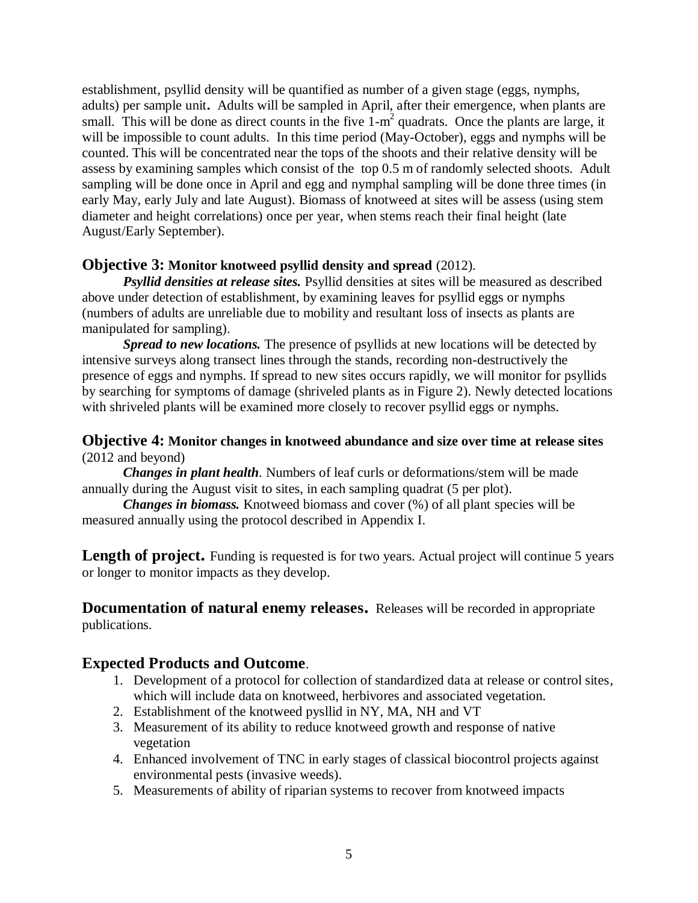establishment, psyllid density will be quantified as number of a given stage (eggs, nymphs, adults) per sample unit**.** Adults will be sampled in April, after their emergence, when plants are small. This will be done as direct counts in the five 1-$m^2$ quadrats. Once the plants are large, it will be impossible to count adults. In this time period (May-October), eggs and nymphs will be counted. This will be concentrated near the tops of the shoots and their relative density will be assess by examining samples which consist of the top 0.5 m of randomly selected shoots. Adult sampling will be done once in April and egg and nymphal sampling will be done three times (in early May, early July and late August). Biomass of knotweed at sites will be assess (using stem diameter and height correlations) once per year, when stems reach their final height (late August/Early September).

## Objective 3: Monitor knotweed psyllid density and spread (2012).

***Psyllid densities at release sites.*** Psyllid densities at sites will be measured as described above under detection of establishment, by examining leaves for psyllid eggs or nymphs (numbers of adults are unreliable due to mobility and resultant loss of insects as plants are manipulated for sampling).

***Spread to new locations.*** The presence of psyllids at new locations will be detected by intensive surveys along transect lines through the stands, recording non-destructively the presence of eggs and nymphs. If spread to new sites occurs rapidly, we will monitor for psyllids by searching for symptoms of damage (shriveled plants as in Figure 2). Newly detected locations with shriveled plants will be examined more closely to recover psyllid eggs or nymphs.

## Objective 4: Monitor changes in knotweed abundance and size over time at release sites (2012 and beyond)

***Changes in plant health***. Numbers of leaf curls or deformations/stem will be made annually during the August visit to sites, in each sampling quadrat (5 per plot).

***Changes in biomass.*** Knotweed biomass and cover (%) of all plant species will be measured annually using the protocol described in Appendix I.

**Length of project.** Funding is requested is for two years. Actual project will continue 5 years or longer to monitor impacts as they develop.

**Documentation of natural enemy releases.** Releases will be recorded in appropriate publications.

## Expected Products and Outcome.

1. Development of a protocol for collection of standardized data at release or control sites, which will include data on knotweed, herbivores and associated vegetation.
2. Establishment of the knotweed pysllid in NY, MA, NH and VT
3. Measurement of its ability to reduce knotweed growth and response of native vegetation
4. Enhanced involvement of TNC in early stages of classical biocontrol projects against environmental pests (invasive weeds).
5. Measurements of ability of riparian systems to recover from knotweed impacts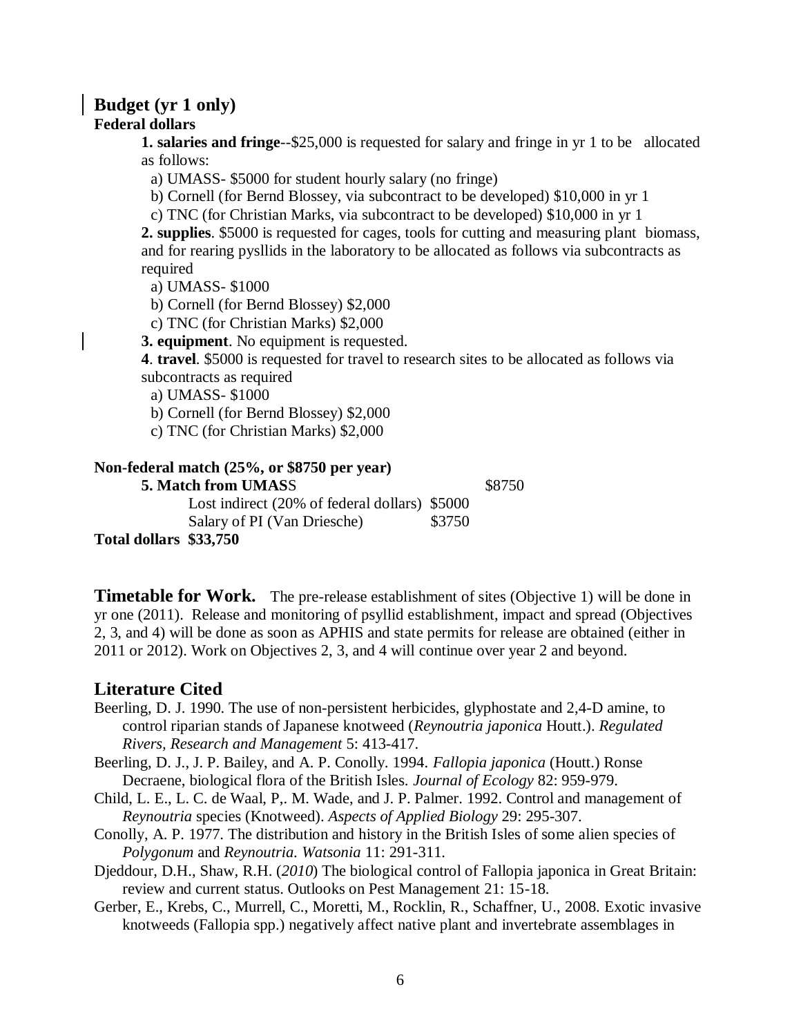## Budget (yr 1 only)

**Federal dollars**

**1. salaries and fringe**--$25,000 is requested for salary and fringe in yr 1 to be allocated as follows:

a) UMASS- $5000 for student hourly salary (no fringe)

b) Cornell (for Bernd Blossey, via subcontract to be developed) $10,000 in yr 1

c) TNC (for Christian Marks, via subcontract to be developed) $10,000 in yr 1

**2. supplies**. $5000 is requested for cages, tools for cutting and measuring plant biomass, and for rearing pysllids in the laboratory to be allocated as follows via subcontracts as required

a) UMASS- $1000

b) Cornell (for Bernd Blossey) $2,000

c) TNC (for Christian Marks) $2,000

**3. equipment**. No equipment is requested.

**4**. **travel**. $5000 is requested for travel to research sites to be allocated as follows via subcontracts as required

a) UMASS- $1000

b) Cornell (for Bernd Blossey) $2,000

c) TNC (for Christian Marks) $2,000

**Non-federal match (25%, or $8750 per year)**

| | | |
|---|---|---|
| **5. Match from UMASS** | | $8750 |
| Lost indirect (20% of federal dollars) | $5000 | |
| Salary of PI (Van Driesche) | $3750 | |

**Total dollars $33,750**

## Timetable for Work.

The pre-release establishment of sites (Objective 1) will be done in yr one (2011). Release and monitoring of psyllid establishment, impact and spread (Objectives 2, 3, and 4) will be done as soon as APHIS and state permits for release are obtained (either in 2011 or 2012). Work on Objectives 2, 3, and 4 will continue over year 2 and beyond.

## Literature Cited

Beerling, D. J. 1990. The use of non-persistent herbicides, glyphostate and 2,4-D amine, to control riparian stands of Japanese knotweed (*Reynoutria japonica* Houtt.). *Regulated Rivers, Research and Management* 5: 413-417.

Beerling, D. J., J. P. Bailey, and A. P. Conolly. 1994. *Fallopia japonica* (Houtt.) Ronse Decraene, biological flora of the British Isles. *Journal of Ecology* 82: 959-979.

Child, L. E., L. C. de Waal, P,. M. Wade, and J. P. Palmer. 1992. Control and management of *Reynoutria* species (Knotweed). *Aspects of Applied Biology* 29: 295-307.

Conolly, A. P. 1977. The distribution and history in the British Isles of some alien species of *Polygonum* and *Reynoutria*. *Watsonia* 11: 291-311.

Djeddour, D.H., Shaw, R.H. (*2010*) The biological control of Fallopia japonica in Great Britain: review and current status. Outlooks on Pest Management 21: 15-18.

Gerber, E., Krebs, C., Murrell, C., Moretti, M., Rocklin, R., Schaffner, U., 2008. Exotic invasive knotweeds (Fallopia spp.) negatively affect native plant and invertebrate assemblages in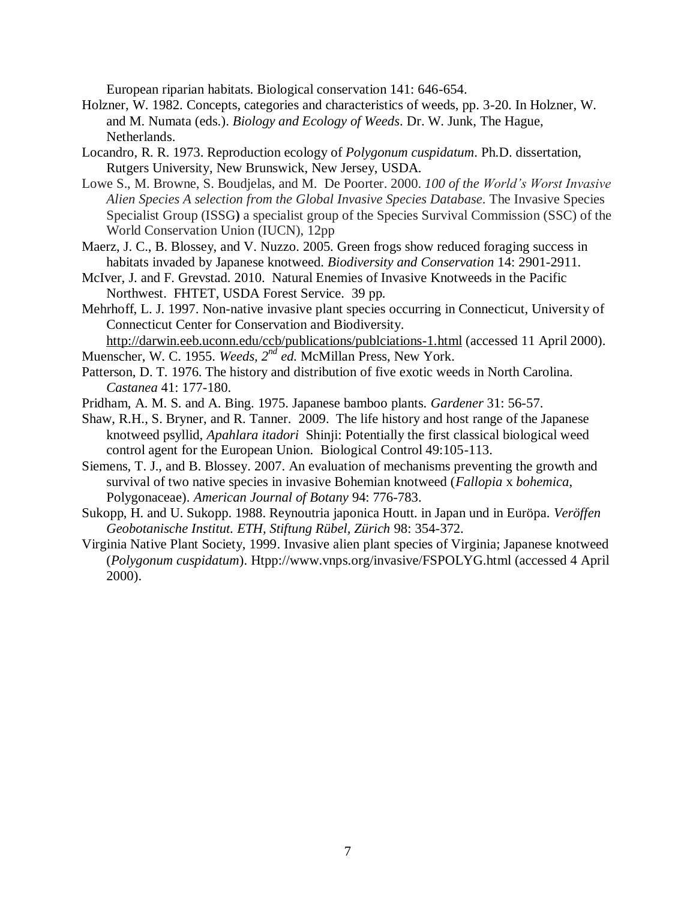European riparian habitats. Biological conservation 141: 646-654.

Holzner, W. 1982. Concepts, categories and characteristics of weeds, pp. 3-20. In Holzner, W. and M. Numata (eds.). *Biology and Ecology of Weeds*. Dr. W. Junk, The Hague, Netherlands.

Locandro, R. R. 1973. Reproduction ecology of *Polygonum cuspidatum*. Ph.D. dissertation, Rutgers University, New Brunswick, New Jersey, USDA.

Lowe S., M. Browne, S. Boudjelas, and M. De Poorter. 2000. *100 of the World's Worst Invasive Alien Species A selection from the Global Invasive Species Database*. The Invasive Species Specialist Group (ISSG**)** a specialist group of the Species Survival Commission (SSC) of the World Conservation Union (IUCN), 12pp

Maerz, J. C., B. Blossey, and V. Nuzzo. 2005. Green frogs show reduced foraging success in habitats invaded by Japanese knotweed. *Biodiversity and Conservation* 14: 2901-2911.

McIver, J. and F. Grevstad. 2010. Natural Enemies of Invasive Knotweeds in the Pacific Northwest. FHTET, USDA Forest Service. 39 pp.

Mehrhoff, L. J. 1997. Non-native invasive plant species occurring in Connecticut, University of Connecticut Center for Conservation and Biodiversity. http://darwin.eeb.uconn.edu/ccb/publications/publciations-1.html (accessed 11 April 2000).

Muenscher, W. C. 1955. *Weeds, 2nd ed.* McMillan Press, New York.

Patterson, D. T. 1976. The history and distribution of five exotic weeds in North Carolina. *Castanea* 41: 177-180.

Pridham, A. M. S. and A. Bing. 1975. Japanese bamboo plants. *Gardener* 31: 56-57.

Shaw, R.H., S. Bryner, and R. Tanner. 2009. The life history and host range of the Japanese knotweed psyllid, *Apahlara itadori* Shinji: Potentially the first classical biological weed control agent for the European Union. Biological Control 49:105-113.

Siemens, T. J., and B. Blossey. 2007. An evaluation of mechanisms preventing the growth and survival of two native species in invasive Bohemian knotweed (*Fallopia* x *bohemica*, Polygonaceae). *American Journal of Botany* 94: 776-783.

Sukopp, H. and U. Sukopp. 1988. Reynoutria japonica Houtt. in Japan und in Euröpa. *Veröffen Geobotanische Institut. ETH, Stiftung Rübel, Zürich* 98: 354-372.

Virginia Native Plant Society, 1999. Invasive alien plant species of Virginia; Japanese knotweed (*Polygonum cuspidatum*). Htpp://www.vnps.org/invasive/FSPOLYG.html (accessed 4 April 2000).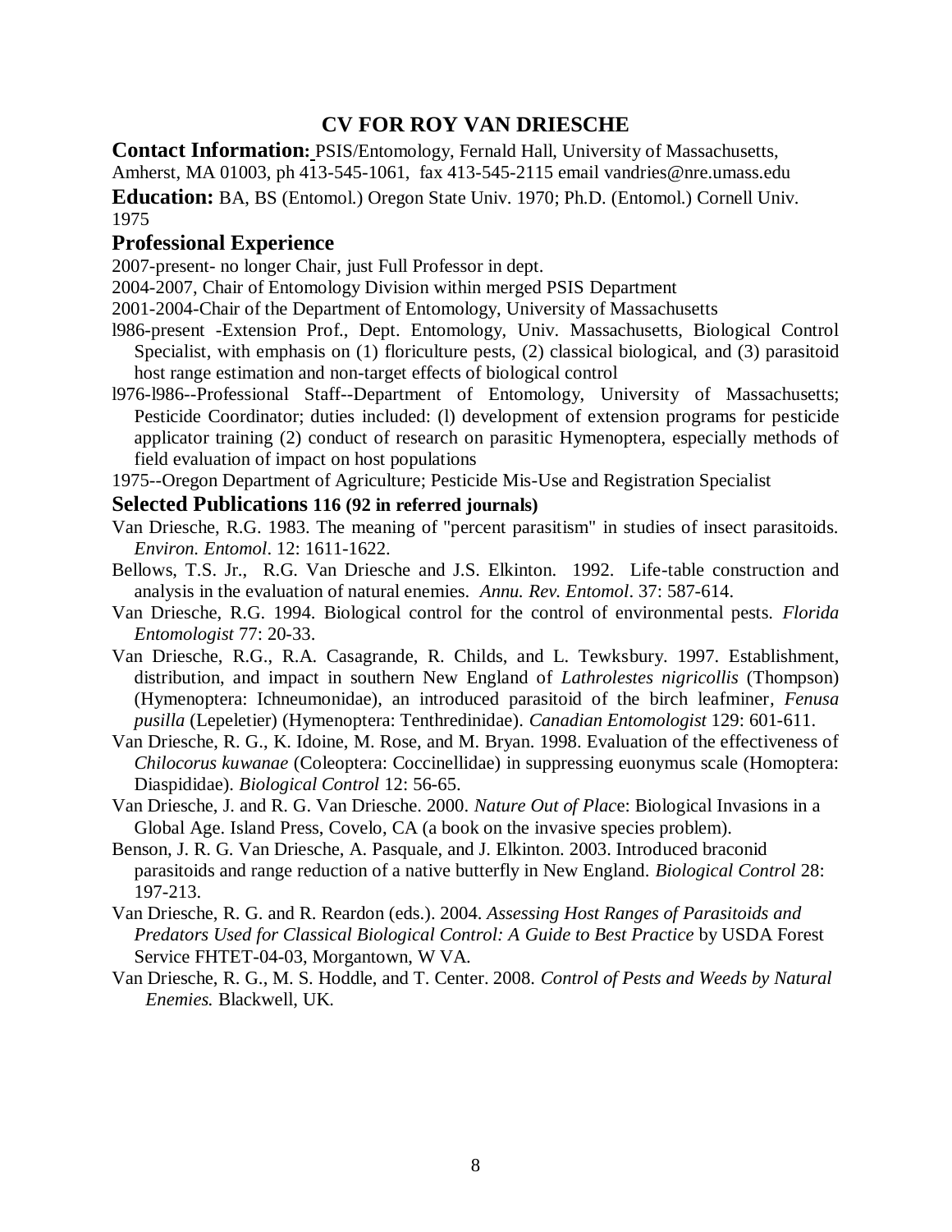# CV FOR ROY VAN DRIESCHE

**Contact Information:** PSIS/Entomology, Fernald Hall, University of Massachusetts, Amherst, MA 01003, ph 413-545-1061, fax 413-545-2115 email vandries@nre.umass.edu

**Education:** BA, BS (Entomol.) Oregon State Univ. 1970; Ph.D. (Entomol.) Cornell Univ. 1975

## Professional Experience

2007-present- no longer Chair, just Full Professor in dept.

2004-2007, Chair of Entomology Division within merged PSIS Department

2001-2004-Chair of the Department of Entomology, University of Massachusetts

l986-present -Extension Prof., Dept. Entomology, Univ. Massachusetts, Biological Control Specialist, with emphasis on (1) floriculture pests, (2) classical biological, and (3) parasitoid host range estimation and non-target effects of biological control

l976-l986--Professional Staff--Department of Entomology, University of Massachusetts; Pesticide Coordinator; duties included: (l) development of extension programs for pesticide applicator training (2) conduct of research on parasitic Hymenoptera, especially methods of field evaluation of impact on host populations

1975--Oregon Department of Agriculture; Pesticide Mis-Use and Registration Specialist

## Selected Publications 116 (92 in referred journals)

Van Driesche, R.G. 1983. The meaning of "percent parasitism" in studies of insect parasitoids. *Environ. Entomol*. 12: 1611-1622.

Bellows, T.S. Jr., R.G. Van Driesche and J.S. Elkinton. 1992. Life-table construction and analysis in the evaluation of natural enemies. *Annu. Rev. Entomol*. 37: 587-614.

Van Driesche, R.G. 1994. Biological control for the control of environmental pests. *Florida Entomologist* 77: 20-33.

Van Driesche, R.G., R.A. Casagrande, R. Childs, and L. Tewksbury. 1997. Establishment, distribution, and impact in southern New England of *Lathrolestes nigricollis* (Thompson) (Hymenoptera: Ichneumonidae), an introduced parasitoid of the birch leafminer, *Fenusa pusilla* (Lepeletier) (Hymenoptera: Tenthredinidae). *Canadian Entomologist* 129: 601-611.

Van Driesche, R. G., K. Idoine, M. Rose, and M. Bryan. 1998. Evaluation of the effectiveness of *Chilocorus kuwanae* (Coleoptera: Coccinellidae) in suppressing euonymus scale (Homoptera: Diaspididae). *Biological Control* 12: 56-65.

Van Driesche, J. and R. G. Van Driesche. 2000. *Nature Out of Place*: Biological Invasions in a Global Age. Island Press, Covelo, CA (a book on the invasive species problem).

Benson, J. R. G. Van Driesche, A. Pasquale, and J. Elkinton. 2003. Introduced braconid parasitoids and range reduction of a native butterfly in New England. *Biological Control* 28: 197-213.

Van Driesche, R. G. and R. Reardon (eds.). 2004. *Assessing Host Ranges of Parasitoids and Predators Used for Classical Biological Control: A Guide to Best Practice* by USDA Forest Service FHTET-04-03, Morgantown, W VA.

Van Driesche, R. G., M. S. Hoddle, and T. Center. 2008. *Control of Pests and Weeds by Natural Enemies.* Blackwell, UK.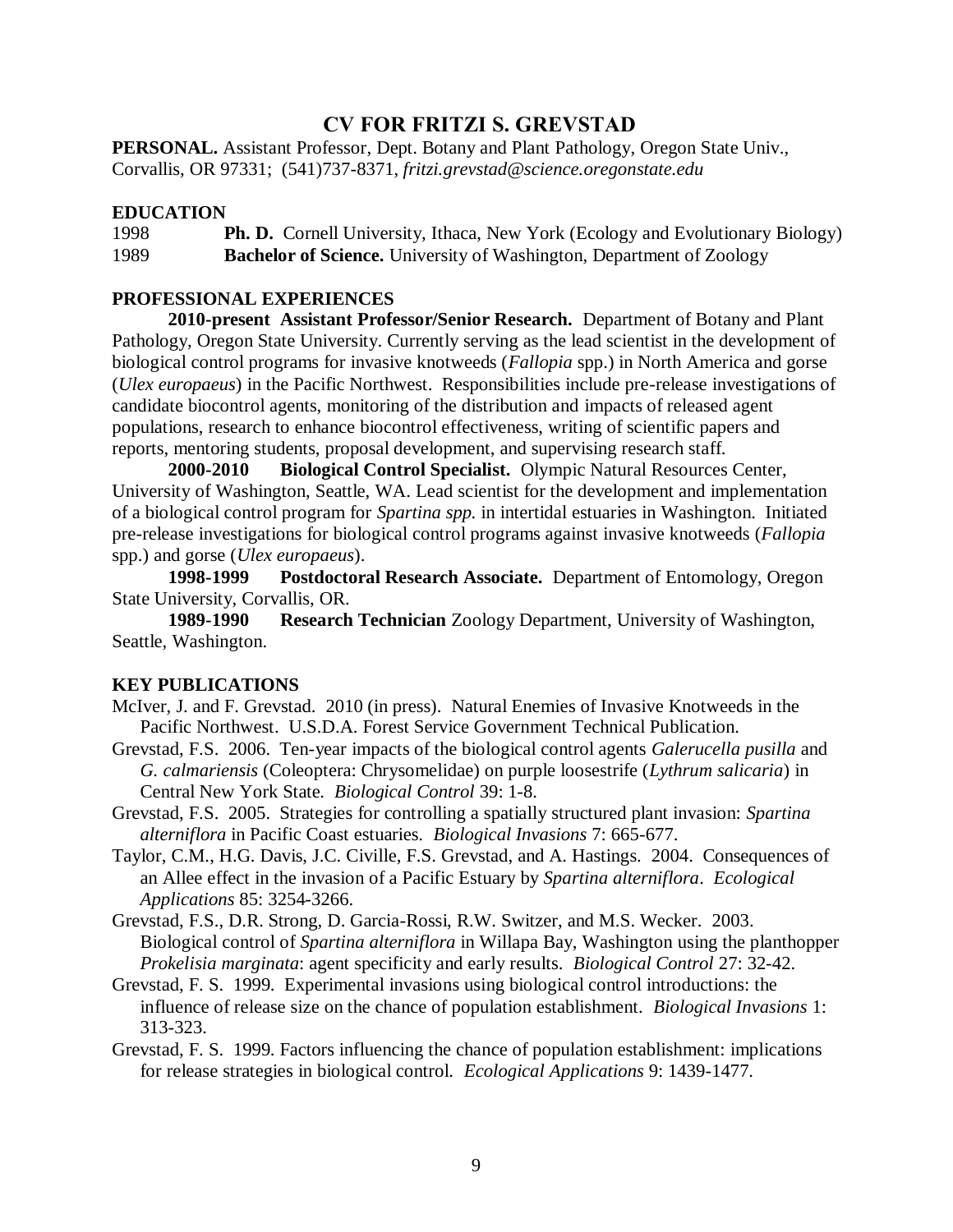# CV FOR FRITZI S. GREVSTAD

**PERSONAL.** Assistant Professor, Dept. Botany and Plant Pathology, Oregon State Univ., Corvallis, OR 97331; (541)737-8371, *fritzi.grevstad@science.oregonstate.edu*

## EDUCATION

1998 **Ph. D.** Cornell University, Ithaca, New York (Ecology and Evolutionary Biology)

1989 **Bachelor of Science.** University of Washington, Department of Zoology

## PROFESSIONAL EXPERIENCES

**2010-present Assistant Professor/Senior Research.** Department of Botany and Plant Pathology, Oregon State University. Currently serving as the lead scientist in the development of biological control programs for invasive knotweeds (*Fallopia* spp.) in North America and gorse (*Ulex europaeus*) in the Pacific Northwest. Responsibilities include pre-release investigations of candidate biocontrol agents, monitoring of the distribution and impacts of released agent populations, research to enhance biocontrol effectiveness, writing of scientific papers and reports, mentoring students, proposal development, and supervising research staff.

**2000-2010 Biological Control Specialist.** Olympic Natural Resources Center, University of Washington, Seattle, WA. Lead scientist for the development and implementation of a biological control program for *Spartina spp.* in intertidal estuaries in Washington. Initiated pre-release investigations for biological control programs against invasive knotweeds (*Fallopia* spp.) and gorse (*Ulex europaeus*).

**1998-1999 Postdoctoral Research Associate.** Department of Entomology, Oregon State University, Corvallis, OR.

**1989-1990 Research Technician** Zoology Department, University of Washington, Seattle, Washington.

## KEY PUBLICATIONS

McIver, J. and F. Grevstad. 2010 (in press). Natural Enemies of Invasive Knotweeds in the Pacific Northwest. U.S.D.A. Forest Service Government Technical Publication.

Grevstad, F.S. 2006. Ten-year impacts of the biological control agents *Galerucella pusilla* and *G. calmariensis* (Coleoptera: Chrysomelidae) on purple loosestrife (*Lythrum salicaria*) in Central New York State. *Biological Control* 39: 1-8.

Grevstad, F.S. 2005. Strategies for controlling a spatially structured plant invasion: *Spartina alterniflora* in Pacific Coast estuaries. *Biological Invasions* 7: 665-677.

Taylor, C.M., H.G. Davis, J.C. Civille, F.S. Grevstad, and A. Hastings. 2004. Consequences of an Allee effect in the invasion of a Pacific Estuary by *Spartina alterniflora*. *Ecological Applications* 85: 3254-3266.

Grevstad, F.S., D.R. Strong, D. Garcia-Rossi, R.W. Switzer, and M.S. Wecker. 2003. Biological control of *Spartina alterniflora* in Willapa Bay, Washington using the planthopper *Prokelisia marginata*: agent specificity and early results. *Biological Control* 27: 32-42.

Grevstad, F. S. 1999. Experimental invasions using biological control introductions: the influence of release size on the chance of population establishment. *Biological Invasions* 1: 313-323.

Grevstad, F. S. 1999. Factors influencing the chance of population establishment: implications for release strategies in biological control. *Ecological Applications* 9: 1439-1477.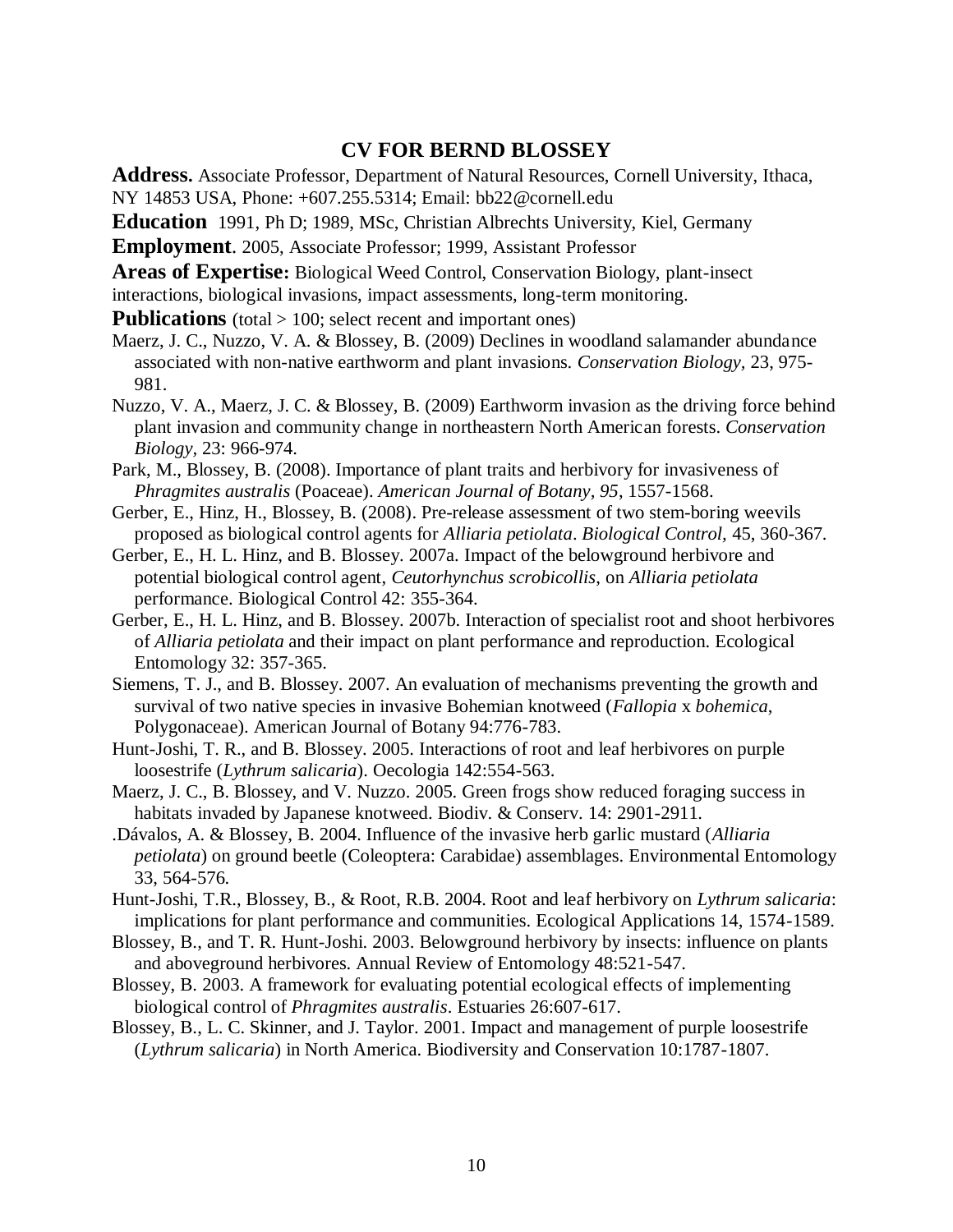# CV FOR BERND BLOSSEY

**Address.** Associate Professor, Department of Natural Resources, Cornell University, Ithaca, NY 14853 USA, Phone: +607.255.5314; Email: bb22@cornell.edu

**Education** 1991, Ph D; 1989, MSc, Christian Albrechts University, Kiel, Germany

**Employment**. 2005, Associate Professor; 1999, Assistant Professor

**Areas of Expertise:** Biological Weed Control, Conservation Biology, plant-insect interactions, biological invasions, impact assessments, long-term monitoring.

**Publications** (total > 100; select recent and important ones)

Maerz, J. C., Nuzzo, V. A. & Blossey, B. (2009) Declines in woodland salamander abundance associated with non-native earthworm and plant invasions. *Conservation Biology,* 23, 975-981.

Nuzzo, V. A., Maerz, J. C. & Blossey, B. (2009) Earthworm invasion as the driving force behind plant invasion and community change in northeastern North American forests. *Conservation Biology*, 23: 966-974.

Park, M., Blossey, B. (2008). Importance of plant traits and herbivory for invasiveness of *Phragmites australis* (Poaceae). *American Journal of Botany, 95*, 1557-1568.

Gerber, E., Hinz, H., Blossey, B. (2008). Pre-release assessment of two stem-boring weevils proposed as biological control agents for *Alliaria petiolata*. *Biological Control,* 45, 360-367.

Gerber, E., H. L. Hinz, and B. Blossey. 2007a. Impact of the belowground herbivore and potential biological control agent, *Ceutorhynchus scrobicollis*, on *Alliaria petiolata* performance. Biological Control 42: 355-364.

Gerber, E., H. L. Hinz, and B. Blossey. 2007b. Interaction of specialist root and shoot herbivores of *Alliaria petiolata* and their impact on plant performance and reproduction. Ecological Entomology 32: 357-365.

Siemens, T. J., and B. Blossey. 2007. An evaluation of mechanisms preventing the growth and survival of two native species in invasive Bohemian knotweed (*Fallopia* x *bohemica*, Polygonaceae). American Journal of Botany 94:776-783.

Hunt-Joshi, T. R., and B. Blossey. 2005. Interactions of root and leaf herbivores on purple loosestrife (*Lythrum salicaria*). Oecologia 142:554-563.

Maerz, J. C., B. Blossey, and V. Nuzzo. 2005. Green frogs show reduced foraging success in habitats invaded by Japanese knotweed. Biodiv. & Conserv. 14: 2901-2911.

.Dávalos, A. & Blossey, B. 2004. Influence of the invasive herb garlic mustard (*Alliaria petiolata*) on ground beetle (Coleoptera: Carabidae) assemblages. Environmental Entomology 33, 564-576.

Hunt-Joshi, T.R., Blossey, B., & Root, R.B. 2004. Root and leaf herbivory on *Lythrum salicaria*: implications for plant performance and communities. Ecological Applications 14, 1574-1589.

Blossey, B., and T. R. Hunt-Joshi. 2003. Belowground herbivory by insects: influence on plants and aboveground herbivores. Annual Review of Entomology 48:521-547.

Blossey, B. 2003. A framework for evaluating potential ecological effects of implementing biological control of *Phragmites australis*. Estuaries 26:607-617.

Blossey, B., L. C. Skinner, and J. Taylor. 2001. Impact and management of purple loosestrife (*Lythrum salicaria*) in North America. Biodiversity and Conservation 10:1787-1807.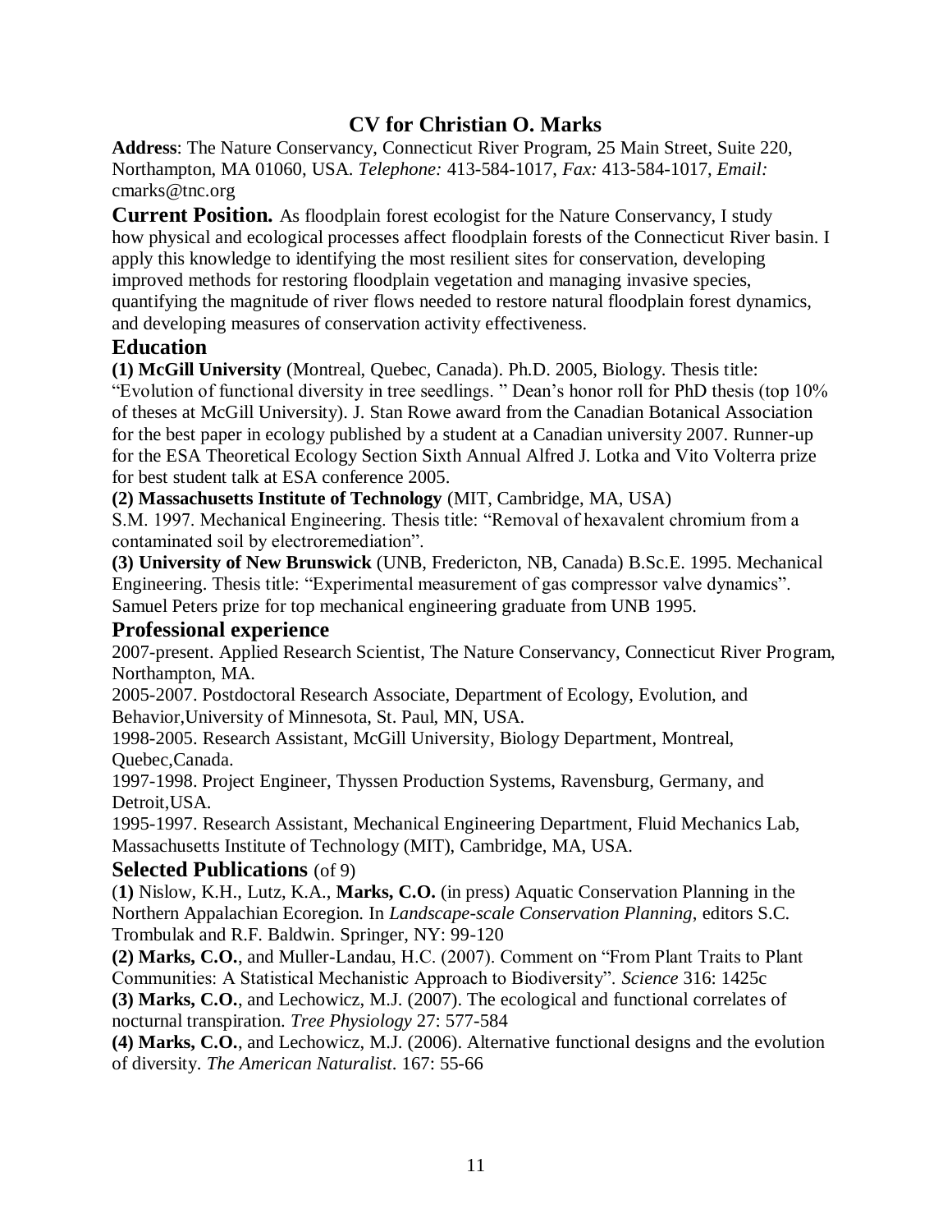# CV for Christian O. Marks

**Address**: The Nature Conservancy, Connecticut River Program, 25 Main Street, Suite 220, Northampton, MA 01060, USA. *Telephone:* 413-584-1017, *Fax:* 413-584-1017, *Email:* cmarks@tnc.org

**Current Position.** As floodplain forest ecologist for the Nature Conservancy, I study how physical and ecological processes affect floodplain forests of the Connecticut River basin. I apply this knowledge to identifying the most resilient sites for conservation, developing improved methods for restoring floodplain vegetation and managing invasive species, quantifying the magnitude of river flows needed to restore natural floodplain forest dynamics, and developing measures of conservation activity effectiveness.

## Education

**(1) McGill University** (Montreal, Quebec, Canada). Ph.D. 2005, Biology. Thesis title: "Evolution of functional diversity in tree seedlings. " Dean's honor roll for PhD thesis (top 10% of theses at McGill University). J. Stan Rowe award from the Canadian Botanical Association for the best paper in ecology published by a student at a Canadian university 2007. Runner-up for the ESA Theoretical Ecology Section Sixth Annual Alfred J. Lotka and Vito Volterra prize for best student talk at ESA conference 2005.

**(2) Massachusetts Institute of Technology** (MIT, Cambridge, MA, USA)
S.M. 1997. Mechanical Engineering. Thesis title: "Removal of hexavalent chromium from a contaminated soil by electroremediation".

**(3) University of New Brunswick** (UNB, Fredericton, NB, Canada) B.Sc.E. 1995. Mechanical Engineering. Thesis title: "Experimental measurement of gas compressor valve dynamics". Samuel Peters prize for top mechanical engineering graduate from UNB 1995.

## Professional experience

2007-present. Applied Research Scientist, The Nature Conservancy, Connecticut River Program, Northampton, MA.

2005-2007. Postdoctoral Research Associate, Department of Ecology, Evolution, and Behavior,University of Minnesota, St. Paul, MN, USA.

1998-2005. Research Assistant, McGill University, Biology Department, Montreal, Quebec,Canada.

1997-1998. Project Engineer, Thyssen Production Systems, Ravensburg, Germany, and Detroit,USA.

1995-1997. Research Assistant, Mechanical Engineering Department, Fluid Mechanics Lab, Massachusetts Institute of Technology (MIT), Cambridge, MA, USA.

## Selected Publications (of 9)

(**1)** Nislow, K.H., Lutz, K.A., **Marks, C.O.** (in press) Aquatic Conservation Planning in the Northern Appalachian Ecoregion. In *Landscape-scale Conservation Planning*, editors S.C. Trombulak and R.F. Baldwin. Springer, NY: 99-120

**(2) Marks, C.O.**, and Muller-Landau, H.C. (2007). Comment on "From Plant Traits to Plant Communities: A Statistical Mechanistic Approach to Biodiversity". *Science* 316: 1425c

**(3) Marks, C.O.**, and Lechowicz, M.J. (2007). The ecological and functional correlates of nocturnal transpiration. *Tree Physiology* 27: 577-584

**(4) Marks, C.O.**, and Lechowicz, M.J. (2006). Alternative functional designs and the evolution of diversity. *The American Naturalist*. 167: 55-66